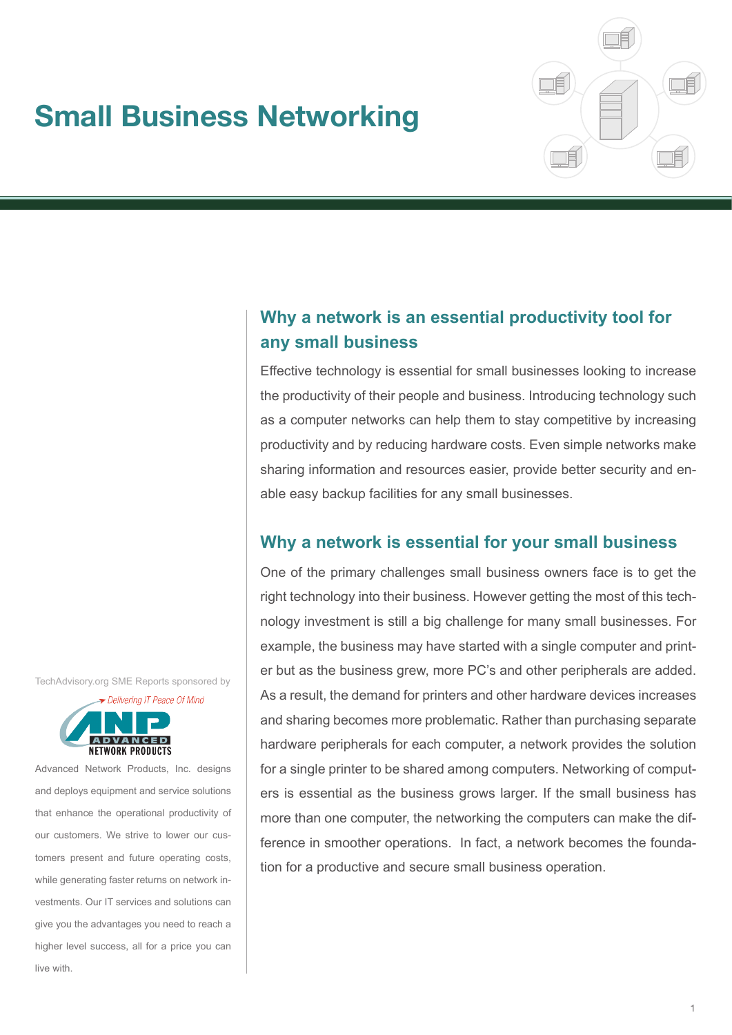# Small Business Networking

## Why a network is an essential productivity tool for any small business

Effective technology is essential for small businesses looking to increase the productivity of their people and business. Introducing technology such as a computer networks can help them to stay competitive by increasing productivity and by reducing hardware costs. Even simple networks make sharing information and resources easier, provide better security and enable easy backup facilities for any small businesses.

## Why a network is essential for your small business

One of the primary challenges small business owners face is to get the right technology into their business. However getting the most of this technology investment is still a big challenge for many small businesses. For example, the business may have started with a single computer and printer but as the business grew, more PC's and other peripherals are added. As a result, the demand for printers and other hardware devices increases and sharing becomes more problematic. Rather than purchasing separate hardware peripherals for each computer, a network provides the solution for a single printer to be shared among computers. Networking of computers is essential as the business grows larger. If the small business has more than one computer, the networking the computers can make the difference in smoother operations. In fact, a network becomes the foundation for a productive and secure small business operation.

TechAdvisory.org SME Reports sponsored by

*Delivering IT Peace Of Mind*

ANP ADVANCED NETWORK PRODUCTS

Advanced Network Products, Inc. designs and deploys equipment and service solutions that enhance the operational productivity of our customers. We strive to lower our customers present and future operating costs, while generating faster returns on network investments. Our IT services and solutions can give you the advantages you need to reach a higher level success, all for a price you can live with.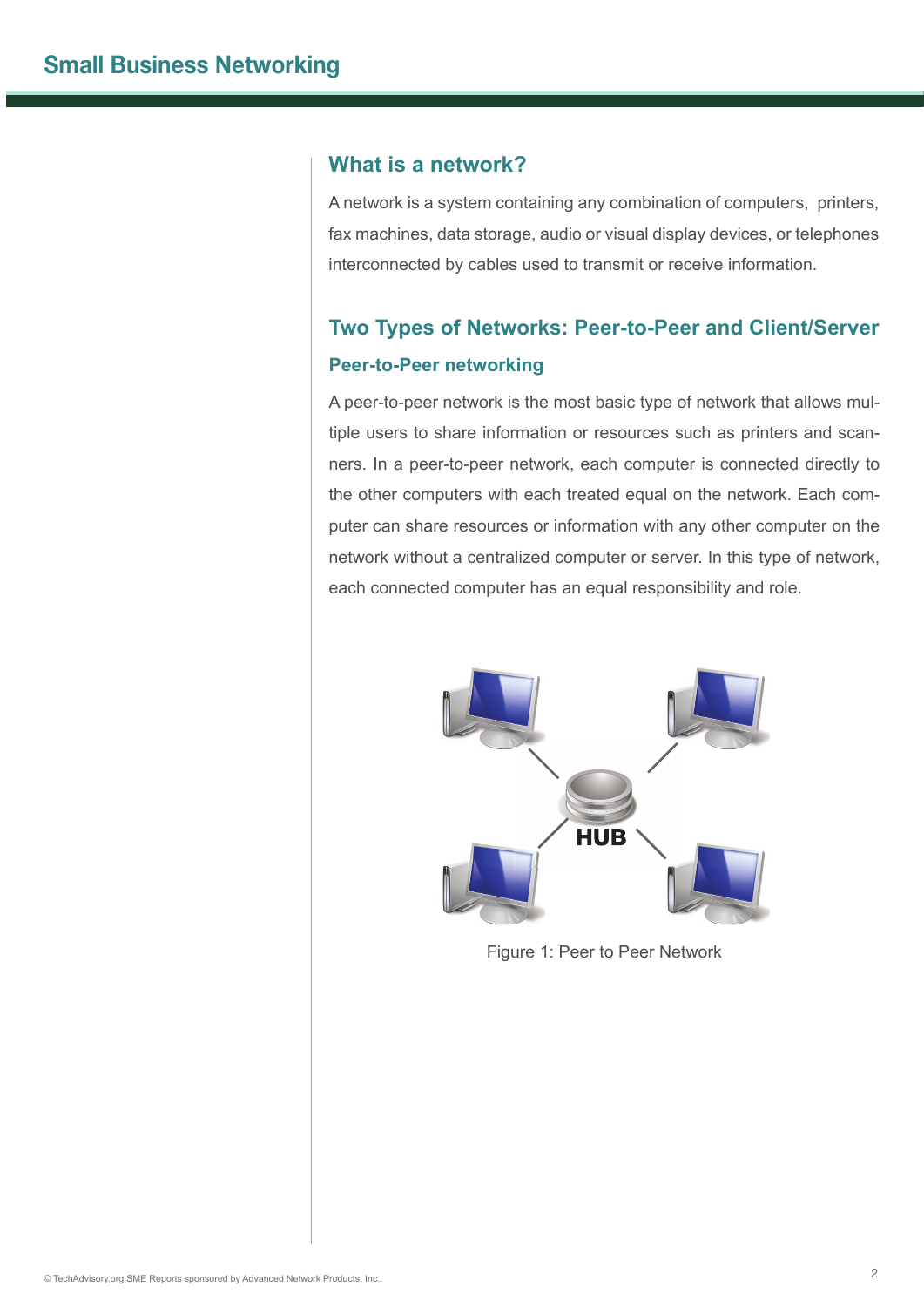## What is a network?

A network is a system containing any combination of computers, printers, fax machines, data storage, audio or visual display devices, or telephones interconnected by cables used to transmit or receive information.

## Two Types of Networks: Peer-to-Peer and Client/Server

### Peer-to-Peer networking

A peer-to-peer network is the most basic type of network that allows multiple users to share information or resources such as printers and scanners. In a peer-to-peer network, each computer is connected directly to the other computers with each treated equal on the network. Each computer can share resources or information with any other computer on the network without a centralized computer or server. In this type of network, each connected computer has an equal responsibility and role.

Figure 1: Peer to Peer Network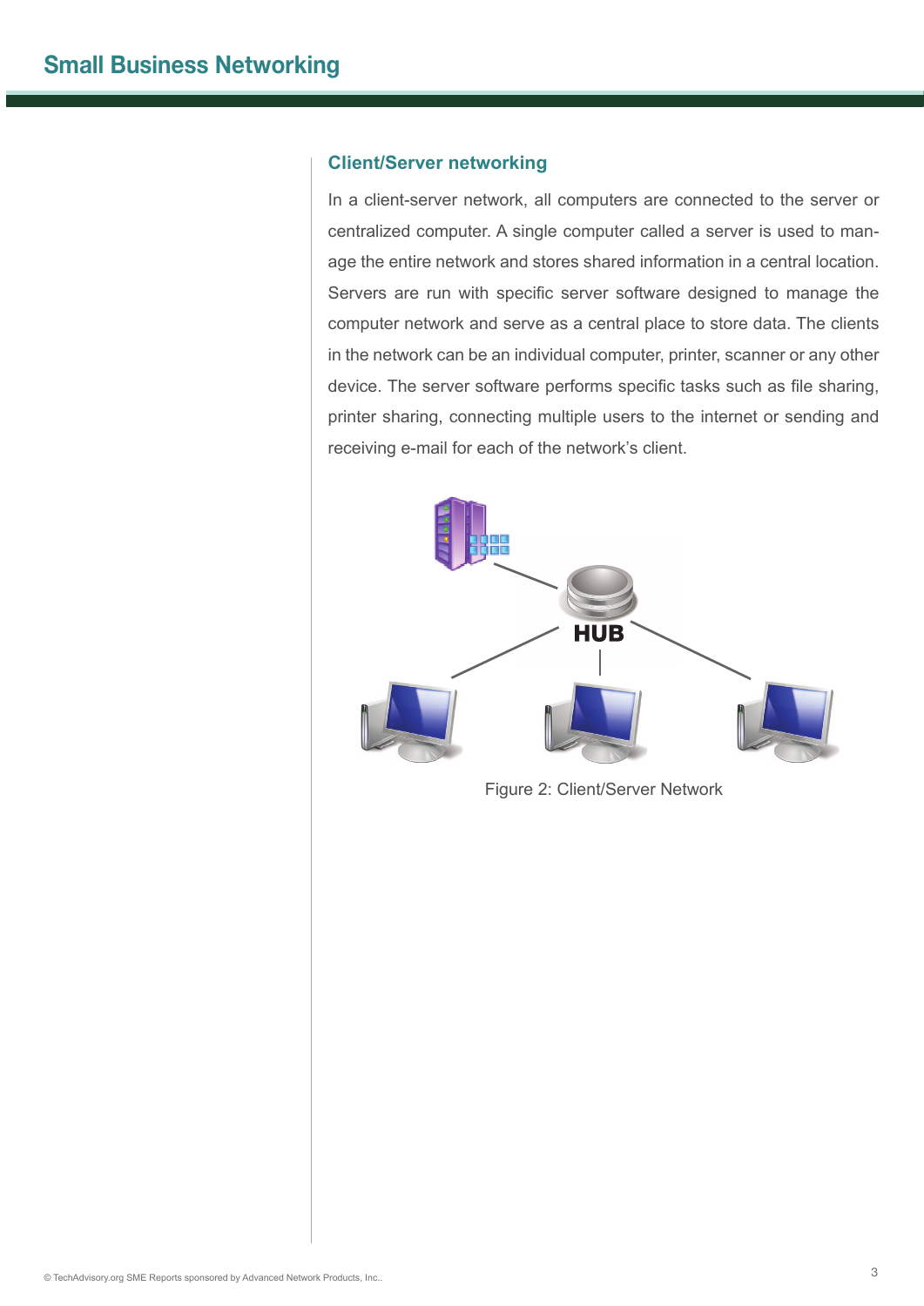## Client/Server networking

In a client-server network, all computers are connected to the server or centralized computer. A single computer called a server is used to manage the entire network and stores shared information in a central location. Servers are run with specific server software designed to manage the computer network and serve as a central place to store data. The clients in the network can be an individual computer, printer, scanner or any other device. The server software performs specific tasks such as file sharing, printer sharing, connecting multiple users to the internet or sending and receiving e-mail for each of the network's client.

Figure 2: Client/Server Network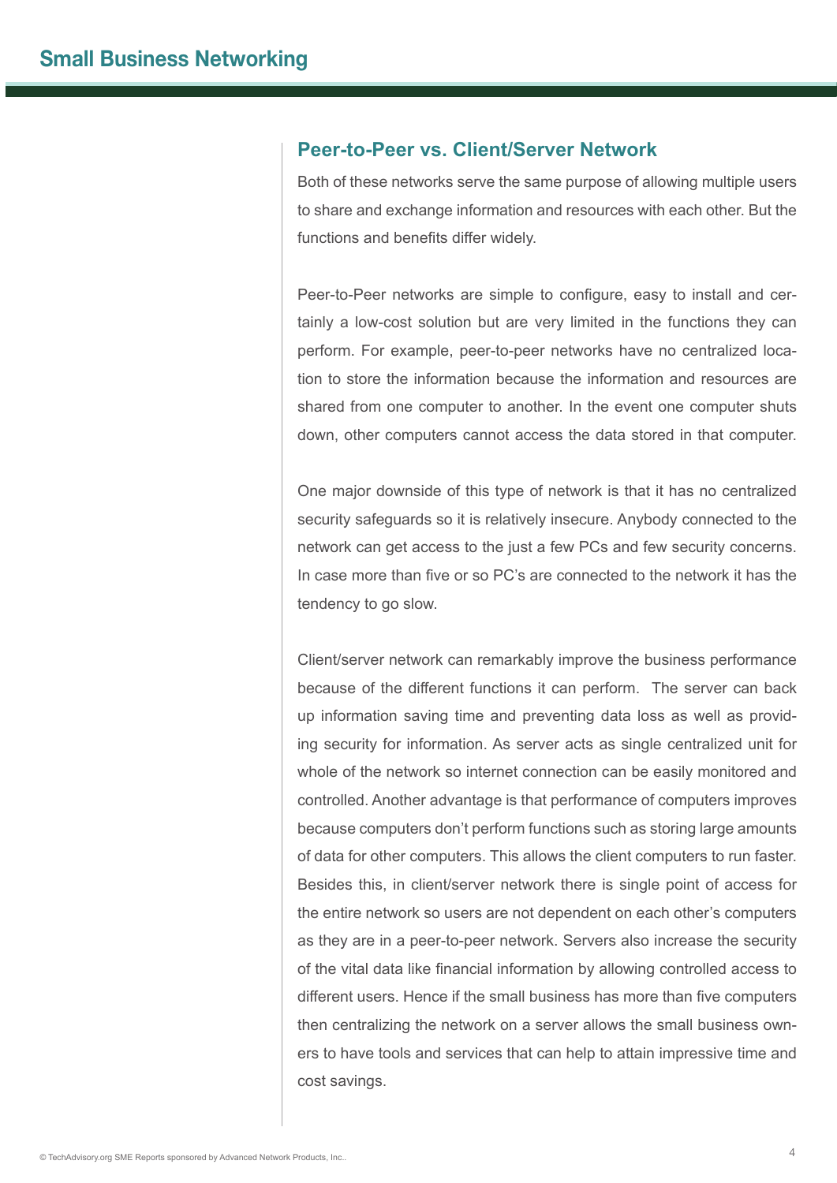## Peer-to-Peer vs. Client/Server Network

Both of these networks serve the same purpose of allowing multiple users to share and exchange information and resources with each other. But the functions and benefits differ widely.

Peer-to-Peer networks are simple to configure, easy to install and certainly a low-cost solution but are very limited in the functions they can perform. For example, peer-to-peer networks have no centralized location to store the information because the information and resources are shared from one computer to another. In the event one computer shuts down, other computers cannot access the data stored in that computer.

One major downside of this type of network is that it has no centralized security safeguards so it is relatively insecure. Anybody connected to the network can get access to the just a few PCs and few security concerns. In case more than five or so PC's are connected to the network it has the tendency to go slow.

Client/server network can remarkably improve the business performance because of the different functions it can perform. The server can back up information saving time and preventing data loss as well as providing security for information. As server acts as single centralized unit for whole of the network so internet connection can be easily monitored and controlled. Another advantage is that performance of computers improves because computers don't perform functions such as storing large amounts of data for other computers. This allows the client computers to run faster. Besides this, in client/server network there is single point of access for the entire network so users are not dependent on each other's computers as they are in a peer-to-peer network. Servers also increase the security of the vital data like financial information by allowing controlled access to different users. Hence if the small business has more than five computers then centralizing the network on a server allows the small business owners to have tools and services that can help to attain impressive time and cost savings.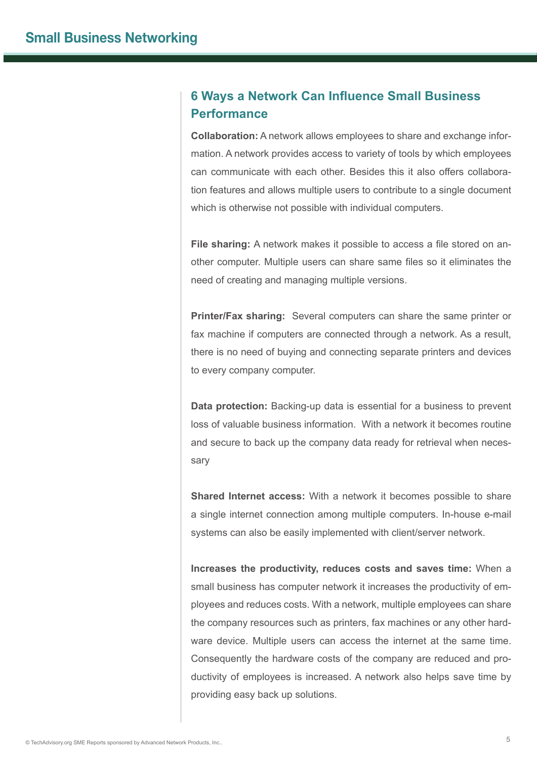## 6 Ways a Network Can Influence Small Business Performance

**Collaboration:** A network allows employees to share and exchange information. A network provides access to variety of tools by which employees can communicate with each other. Besides this it also offers collaboration features and allows multiple users to contribute to a single document which is otherwise not possible with individual computers.

**File sharing:** A network makes it possible to access a file stored on another computer. Multiple users can share same files so it eliminates the need of creating and managing multiple versions.

**Printer/Fax sharing:** Several computers can share the same printer or fax machine if computers are connected through a network. As a result, there is no need of buying and connecting separate printers and devices to every company computer.

**Data protection:** Backing-up data is essential for a business to prevent loss of valuable business information. With a network it becomes routine and secure to back up the company data ready for retrieval when necessary

**Shared Internet access:** With a network it becomes possible to share a single internet connection among multiple computers. In-house e-mail systems can also be easily implemented with client/server network.

**Increases the productivity, reduces costs and saves time:** When a small business has computer network it increases the productivity of employees and reduces costs. With a network, multiple employees can share the company resources such as printers, fax machines or any other hardware device. Multiple users can access the internet at the same time. Consequently the hardware costs of the company are reduced and productivity of employees is increased. A network also helps save time by providing easy back up solutions.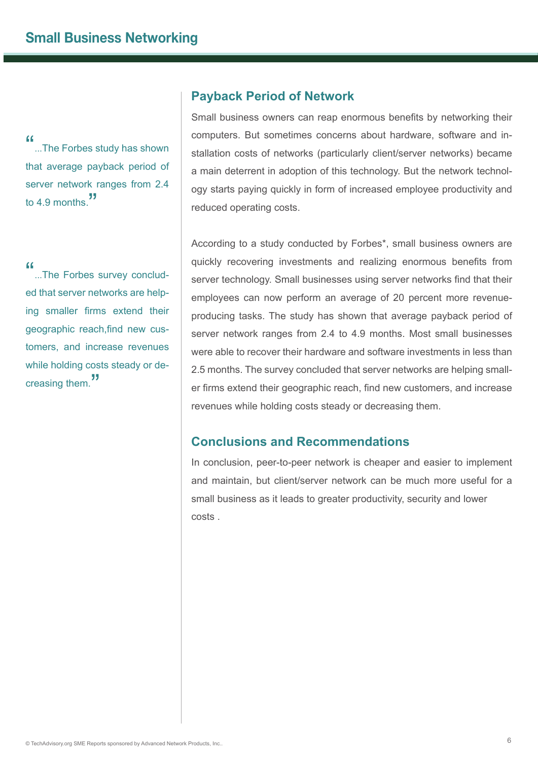> "...The Forbes study has shown that average payback period of server network ranges from 2.4 to 4.9 months."

> "...The Forbes survey concluded that server networks are helping smaller firms extend their geographic reach,find new customers, and increase revenues while holding costs steady or decreasing them."

## Payback Period of Network

Small business owners can reap enormous benefits by networking their computers. But sometimes concerns about hardware, software and installation costs of networks (particularly client/server networks) became a main deterrent in adoption of this technology. But the network technology starts paying quickly in form of increased employee productivity and reduced operating costs.

According to a study conducted by Forbes*, small business owners are quickly recovering investments and realizing enormous benefits from server technology. Small businesses using server networks find that their employees can now perform an average of 20 percent more revenue-producing tasks. The study has shown that average payback period of server network ranges from 2.4 to 4.9 months. Most small businesses were able to recover their hardware and software investments in less than 2.5 months. The survey concluded that server networks are helping smaller firms extend their geographic reach, find new customers, and increase revenues while holding costs steady or decreasing them.

## Conclusions and Recommendations

In conclusion, peer-to-peer network is cheaper and easier to implement and maintain, but client/server network can be much more useful for a small business as it leads to greater productivity, security and lower costs .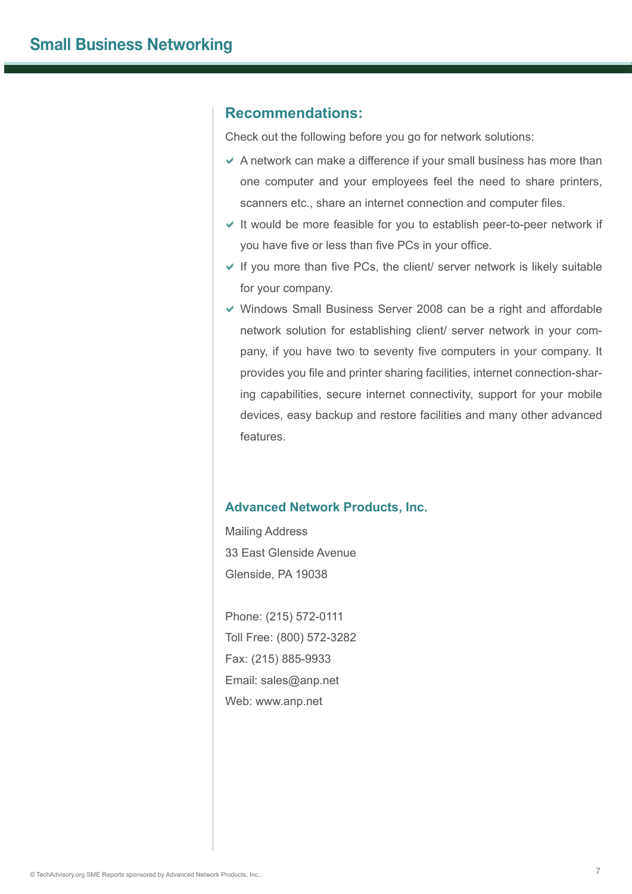## Recommendations:

Check out the following before you go for network solutions:

- A network can make a difference if your small business has more than one computer and your employees feel the need to share printers, scanners etc., share an internet connection and computer files.
- It would be more feasible for you to establish peer-to-peer network if you have five or less than five PCs in your office.
- If you more than five PCs, the client/ server network is likely suitable for your company.
- Windows Small Business Server 2008 can be a right and affordable network solution for establishing client/ server network in your company, if you have two to seventy five computers in your company. It provides you file and printer sharing facilities, internet connection-sharing capabilities, secure internet connectivity, support for your mobile devices, easy backup and restore facilities and many other advanced features.

### Advanced Network Products, Inc.

Mailing Address
33 East Glenside Avenue
Glenside, PA 19038

Phone: (215) 572-0111
Toll Free: (800) 572-3282
Fax: (215) 885-9933
Email: sales@anp.net
Web: www.anp.net